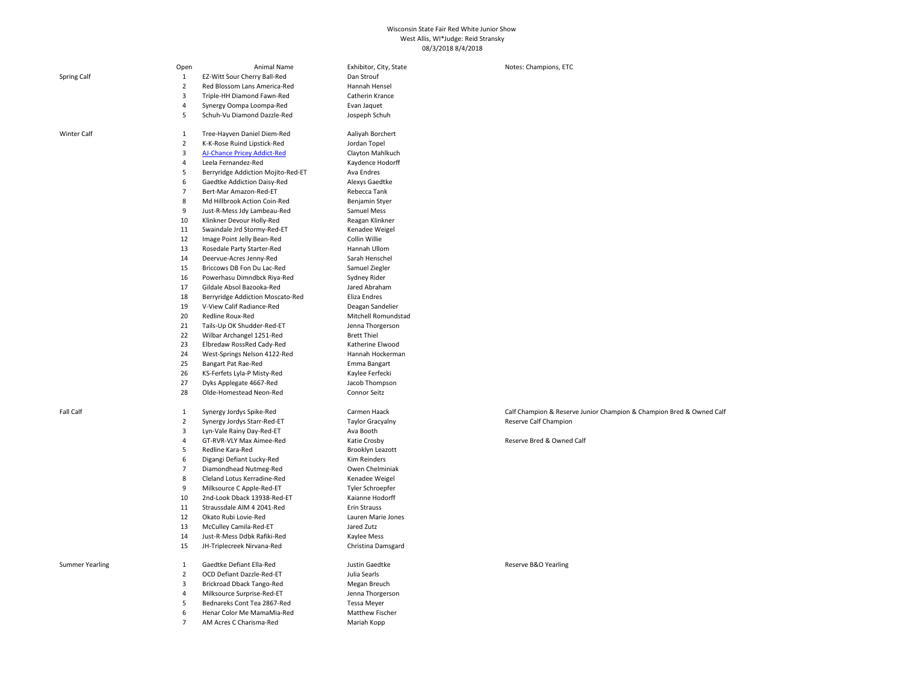Wisconsin State Fair Red White Junior Show
West Allis, WI*Judge: Reid Stransky
08/3/2018 8/4/2018

| | Open | Animal Name | Exhibitor, City, State | Notes: Champions, ETC |
|---|---|---|---|---|
| Spring Calf | 1 | EZ-Witt Sour Cherry Ball-Red | Dan Strouf | |
| | 2 | Red Blossom Lans America-Red | Hannah Hensel | |
| | 3 | Triple-HH Diamond Fawn-Red | Catherin Krance | |
| | 4 | Synergy Oompa Loompa-Red | Evan Jaquet | |
| | 5 | Schuh-Vu Diamond Dazzle-Red | Jospeph Schuh | |
| Winter Calf | 1 | Tree-Hayven Daniel Diem-Red | Aaliyah Borchert | |
| | 2 | K-K-Rose Ruind Lipstick-Red | Jordan Topel | |
| | 3 | AJ-Chance Pricey Addict-Red | Clayton Mahlkuch | |
| | 4 | Leela Fernandez-Red | Kaydence Hodorff | |
| | 5 | Berryridge Addiction Mojito-Red-ET | Ava Endres | |
| | 6 | Gaedtke Addiction Daisy-Red | Alexys Gaedtke | |
| | 7 | Bert-Mar Amazon-Red-ET | Rebecca Tank | |
| | 8 | Md Hillbrook Action Coin-Red | Benjamin Styer | |
| | 9 | Just-R-Mess Jdy Lambeau-Red | Samuel Mess | |
| | 10 | Klinkner Devour Holly-Red | Reagan Klinkner | |
| | 11 | Swaindale Jrd Stormy-Red-ET | Kenadee Weigel | |
| | 12 | Image Point Jelly Bean-Red | Collin Willie | |
| | 13 | Rosedale Party Starter-Red | Hannah Ullom | |
| | 14 | Deervue-Acres Jenny-Red | Sarah Henschel | |
| | 15 | Briccows DB Fon Du Lac-Red | Samuel Ziegler | |
| | 16 | Powerhasu Dimndbck Riya-Red | Sydney Rider | |
| | 17 | Gildale Absol Bazooka-Red | Jared Abraham | |
| | 18 | Berryridge Addiction Moscato-Red | Eliza Endres | |
| | 19 | V-View Calif Radiance-Red | Deagan Sandelier | |
| | 20 | Redline Roux-Red | Mitchell Romundstad | |
| | 21 | Tails-Up OK Shudder-Red-ET | Jenna Thorgerson | |
| | 22 | Wilbar Archangel 1251-Red | Brett Thiel | |
| | 23 | Elbredaw RossRed Cady-Red | Katherine Elwood | |
| | 24 | West-Springs Nelson 4122-Red | Hannah Hockerman | |
| | 25 | Bangart Pat Rae-Red | Emma Bangart | |
| | 26 | KS-Ferfets Lyla-P Misty-Red | Kaylee Ferfecki | |
| | 27 | Dyks Applegate 4667-Red | Jacob Thompson | |
| | 28 | Olde-Homestead Neon-Red | Connor Seitz | |
| Fall Calf | 1 | Synergy Jordys Spike-Red | Carmen Haack | Calf Champion & Reserve Junior Champion & Champion Bred & Owned Calf |
| | 2 | Synergy Jordys Starr-Red-ET | Taylor Gracyalny | Reserve Calf Champion |
| | 3 | Lyn-Vale Rainy Day-Red-ET | Ava Booth | |
| | 4 | GT-RVR-VLY Max Aimee-Red | Katie Crosby | Reserve Bred & Owned Calf |
| | 5 | Redline Kara-Red | Brooklyn Leazott | |
| | 6 | Digangi Defiant Lucky-Red | Kim Reinders | |
| | 7 | Diamondhead Nutmeg-Red | Owen Chelminiak | |
| | 8 | Cleland Lotus Kerradine-Red | Kenadee Weigel | |
| | 9 | Milksource C Apple-Red-ET | Tyler Schroepfer | |
| | 10 | 2nd-Look Dback 13938-Red-ET | Kaianne Hodorff | |
| | 11 | Straussdale AIM 4 2041-Red | Erin Strauss | |
| | 12 | Okato Rubi Lovie-Red | Lauren Marie Jones | |
| | 13 | McCulley Camila-Red-ET | Jared Zutz | |
| | 14 | Just-R-Mess Ddbk Rafiki-Red | Kaylee Mess | |
| | 15 | JH-Triplecreek Nirvana-Red | Christina Damsgard | |
| Summer Yearling | 1 | Gaedtke Defiant Ella-Red | Justin Gaedtke | Reserve B&O Yearling |
| | 2 | OCD Defiant Dazzle-Red-ET | Julia Searls | |
| | 3 | Brickroad Dback Tango-Red | Megan Breuch | |
| | 4 | Milksource Surprise-Red-ET | Jenna Thorgerson | |
| | 5 | Bednareks Cont Tea 2867-Red | Tessa Meyer | |
| | 6 | Henar Color Me MamaMia-Red | Matthew Fischer | |
| | 7 | AM Acres C Charisma-Red | Mariah Kopp | |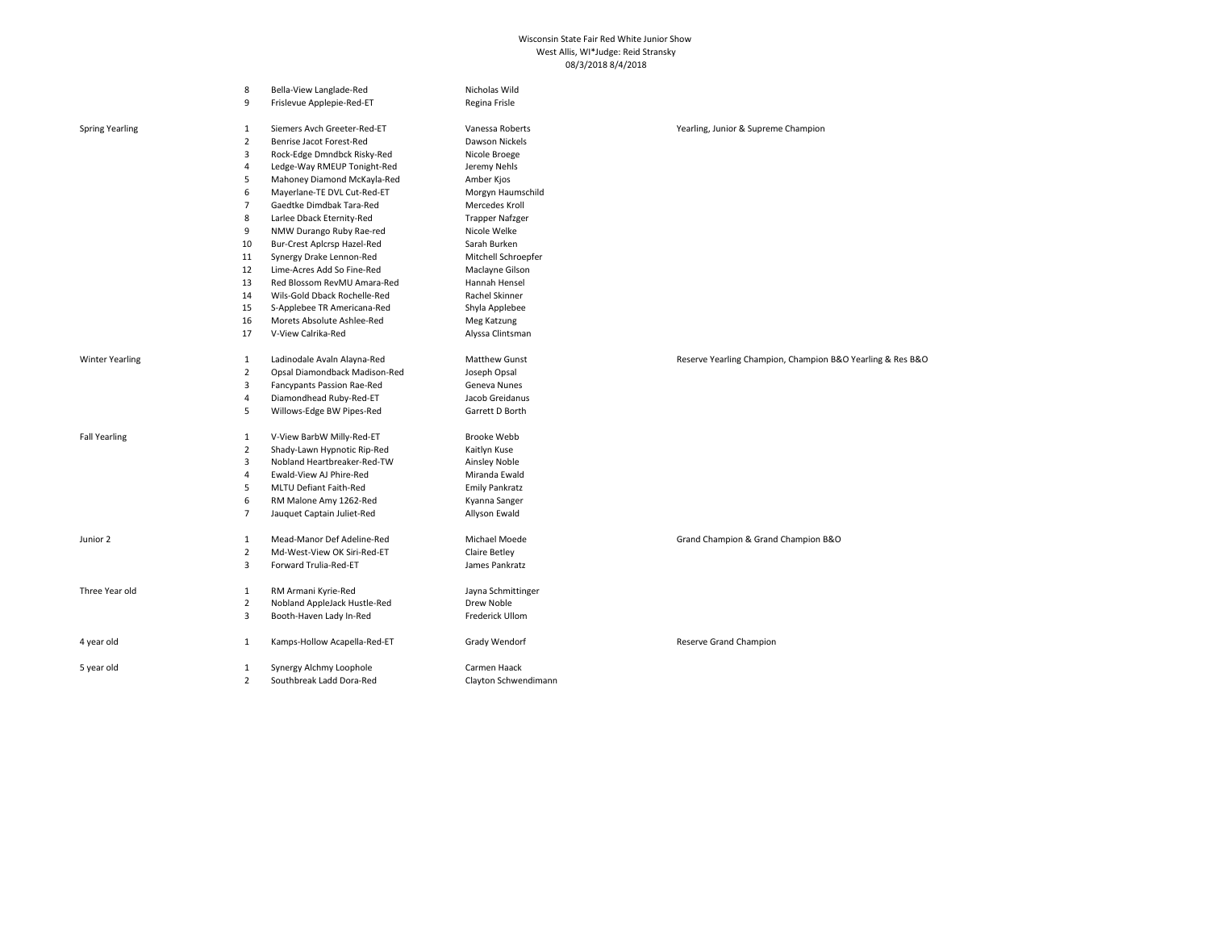Wisconsin State Fair Red White Junior Show
West Allis, WI*Judge: Reid Stransky
08/3/2018 8/4/2018

| | | | | |
|---|---|---|---|---|
| | 8 | Bella-View Langlade-Red | Nicholas Wild | |
| | 9 | Frislevue Applepie-Red-ET | Regina Frisle | |
| Spring Yearling | 1 | Siemers Avch Greeter-Red-ET | Vanessa Roberts | Yearling, Junior & Supreme Champion |
| | 2 | Benrise Jacot Forest-Red | Dawson Nickels | |
| | 3 | Rock-Edge Dmndbck Risky-Red | Nicole Broege | |
| | 4 | Ledge-Way RMEUP Tonight-Red | Jeremy Nehls | |
| | 5 | Mahoney Diamond McKayla-Red | Amber Kjos | |
| | 6 | Mayerlane-TE DVL Cut-Red-ET | Morgyn Haumschild | |
| | 7 | Gaedtke Dimdbak Tara-Red | Mercedes Kroll | |
| | 8 | Larlee Dback Eternity-Red | Trapper Nafzger | |
| | 9 | NMW Durango Ruby Rae-red | Nicole Welke | |
| | 10 | Bur-Crest Aplcrsp Hazel-Red | Sarah Burken | |
| | 11 | Synergy Drake Lennon-Red | Mitchell Schroepfer | |
| | 12 | Lime-Acres Add So Fine-Red | Maclayne Gilson | |
| | 13 | Red Blossom RevMU Amara-Red | Hannah Hensel | |
| | 14 | Wils-Gold Dback Rochelle-Red | Rachel Skinner | |
| | 15 | S-Applebee TR Americana-Red | Shyla Applebee | |
| | 16 | Morets Absolute Ashlee-Red | Meg Katzung | |
| | 17 | V-View Calrika-Red | Alyssa Clintsman | |
| Winter Yearling | 1 | Ladinodale Avaln Alayna-Red | Matthew Gunst | Reserve Yearling Champion, Champion B&O Yearling & Res B&O |
| | 2 | Opsal Diamondback Madison-Red | Joseph Opsal | |
| | 3 | Fancypants Passion Rae-Red | Geneva Nunes | |
| | 4 | Diamondhead Ruby-Red-ET | Jacob Greidanus | |
| | 5 | Willows-Edge BW Pipes-Red | Garrett D Borth | |
| Fall Yearling | 1 | V-View BarbW Milly-Red-ET | Brooke Webb | |
| | 2 | Shady-Lawn Hypnotic Rip-Red | Kaitlyn Kuse | |
| | 3 | Nobland Heartbreaker-Red-TW | Ainsley Noble | |
| | 4 | Ewald-View AJ Phire-Red | Miranda Ewald | |
| | 5 | MLTU Defiant Faith-Red | Emily Pankratz | |
| | 6 | RM Malone Amy 1262-Red | Kyanna Sanger | |
| | 7 | Jauquet Captain Juliet-Red | Allyson Ewald | |
| Junior 2 | 1 | Mead-Manor Def Adeline-Red | Michael Moede | Grand Champion & Grand Champion B&O |
| | 2 | Md-West-View OK Siri-Red-ET | Claire Betley | |
| | 3 | Forward Trulia-Red-ET | James Pankratz | |
| Three Year old | 1 | RM Armani Kyrie-Red | Jayna Schmittinger | |
| | 2 | Nobland AppleJack Hustle-Red | Drew Noble | |
| | 3 | Booth-Haven Lady In-Red | Frederick Ullom | |
| 4 year old | 1 | Kamps-Hollow Acapella-Red-ET | Grady Wendorf | Reserve Grand Champion |
| 5 year old | 1 | Synergy Alchmy Loophole | Carmen Haack | |
| | 2 | Southbreak Ladd Dora-Red | Clayton Schwendimann | |